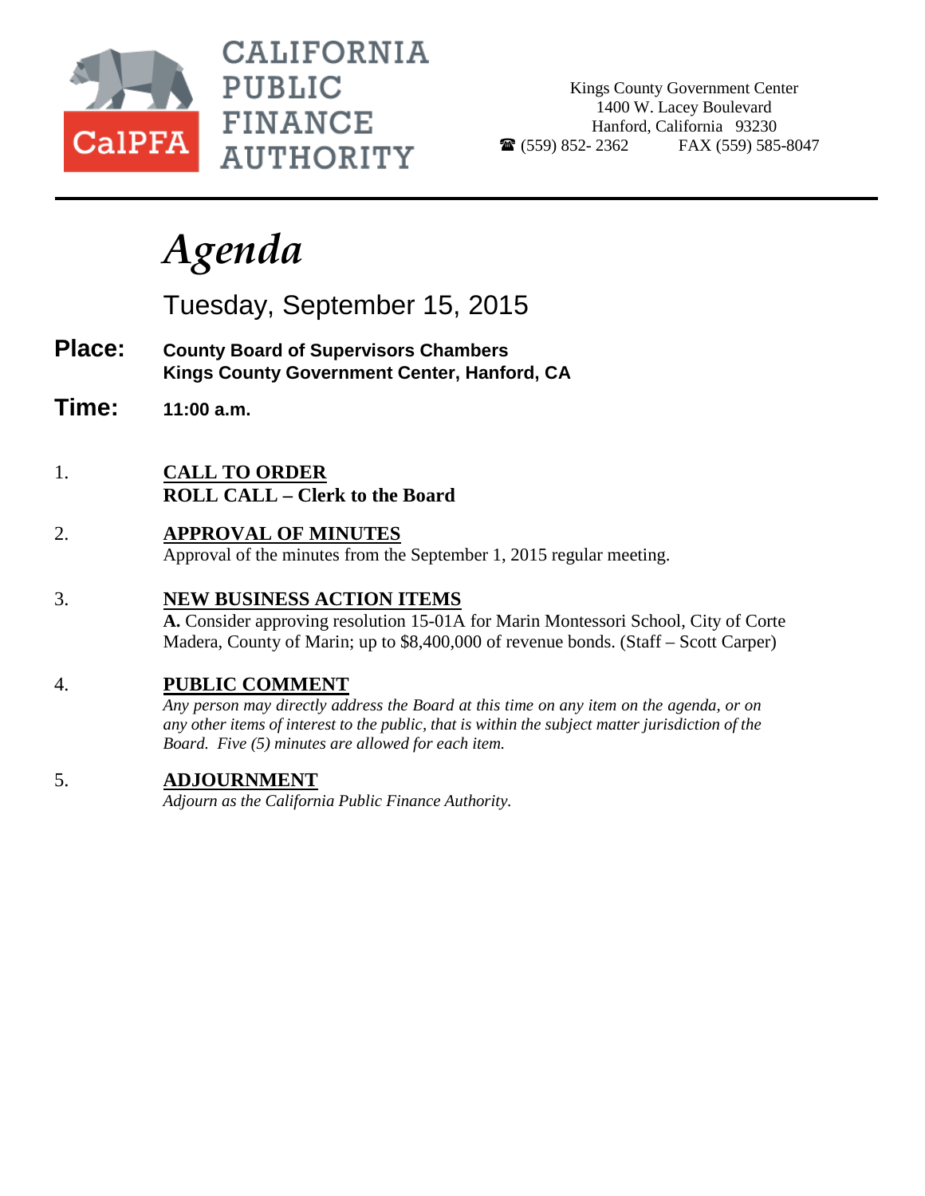**CALIFORNIA PUBLIC FINANCE AUTHORITY**

CalPFA

Kings County Government Center
1400 W. Lacey Boulevard
Hanford, California 93230
☎ (559) 852- 2362 FAX (559) 585-8047

# *Agenda*

Tuesday, September 15, 2015

**Place:** **County Board of Supervisors Chambers**
**Kings County Government Center, Hanford, CA**

**Time:** **11:00 a.m.**

1. **CALL TO ORDER**
   **ROLL CALL – Clerk to the Board**

2. **APPROVAL OF MINUTES**
   Approval of the minutes from the September 1, 2015 regular meeting.

3. **NEW BUSINESS ACTION ITEMS**
   **A.** Consider approving resolution 15-01A for Marin Montessori School, City of Corte Madera, County of Marin; up to $8,400,000 of revenue bonds. (Staff – Scott Carper)

4. **PUBLIC COMMENT**
   *Any person may directly address the Board at this time on any item on the agenda, or on any other items of interest to the public, that is within the subject matter jurisdiction of the Board. Five (5) minutes are allowed for each item.*

5. **ADJOURNMENT**
   *Adjourn as the California Public Finance Authority.*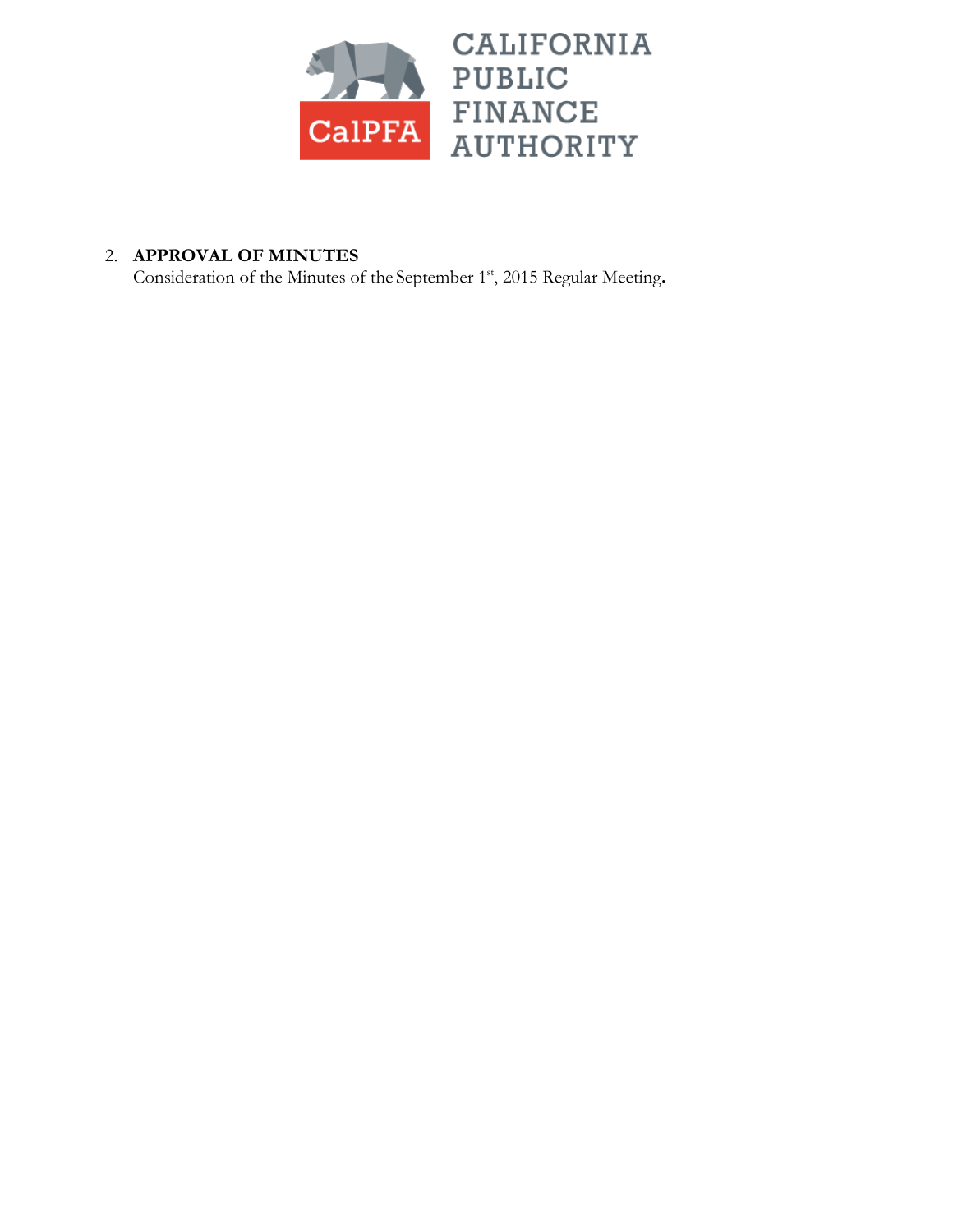CALIFORNIA PUBLIC FINANCE AUTHORITY

2. **APPROVAL OF MINUTES**
   Consideration of the Minutes of the September 1st, 2015 Regular Meeting**.**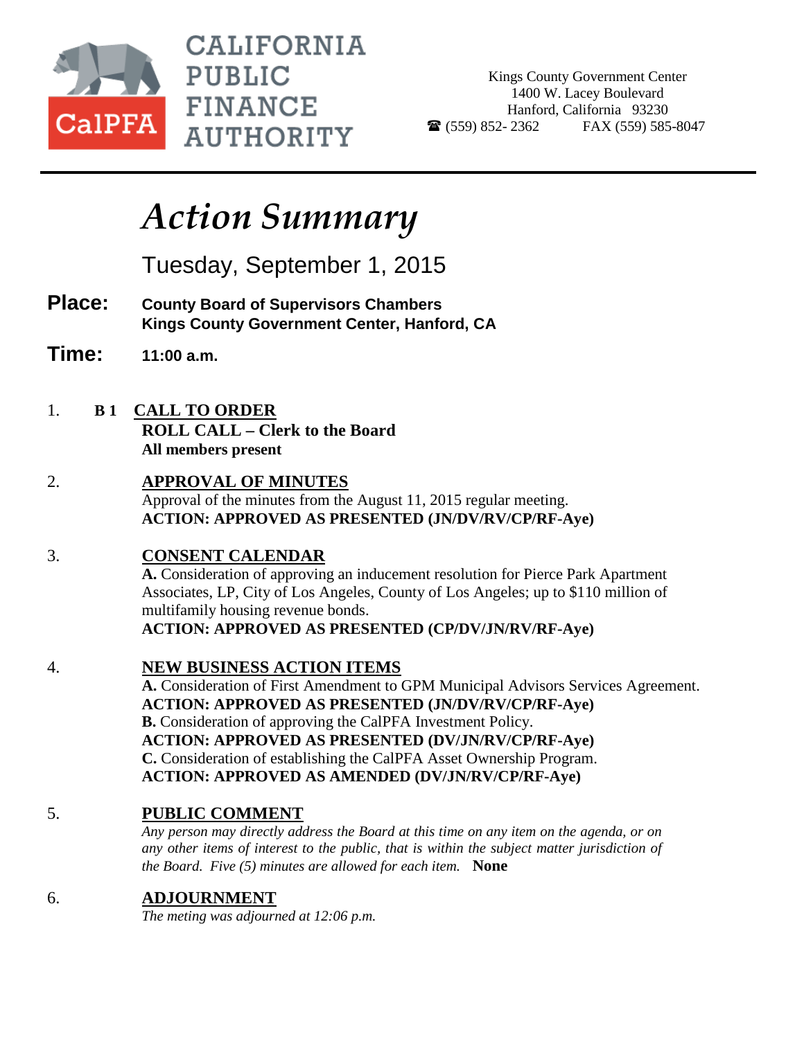CALIFORNIA PUBLIC FINANCE AUTHORITY

CalPFA

Kings County Government Center
1400 W. Lacey Boulevard
Hanford, California 93230
☎ (559) 852- 2362 FAX (559) 585-8047

# *Action Summary*

Tuesday, September 1, 2015

**Place:** **County Board of Supervisors Chambers**
**Kings County Government Center, Hanford, CA**

**Time:** **11:00 a.m.**

1. **B 1** **CALL TO ORDER**
   **ROLL CALL – Clerk to the Board**
   **All members present**

2. **APPROVAL OF MINUTES**
   Approval of the minutes from the August 11, 2015 regular meeting.
   **ACTION: APPROVED AS PRESENTED (JN/DV/RV/CP/RF-Aye)**

3. **CONSENT CALENDAR**
   **A.** Consideration of approving an inducement resolution for Pierce Park Apartment Associates, LP, City of Los Angeles, County of Los Angeles; up to $110 million of multifamily housing revenue bonds.
   **ACTION: APPROVED AS PRESENTED (CP/DV/JN/RV/RF-Aye)**

4. **NEW BUSINESS ACTION ITEMS**
   **A.** Consideration of First Amendment to GPM Municipal Advisors Services Agreement.
   **ACTION: APPROVED AS PRESENTED (JN/DV/RV/CP/RF-Aye)**
   **B.** Consideration of approving the CalPFA Investment Policy.
   **ACTION: APPROVED AS PRESENTED (DV/JN/RV/CP/RF-Aye)**
   **C.** Consideration of establishing the CalPFA Asset Ownership Program.
   **ACTION: APPROVED AS AMENDED (DV/JN/RV/CP/RF-Aye)**

5. **PUBLIC COMMENT**
   *Any person may directly address the Board at this time on any item on the agenda, or on any other items of interest to the public, that is within the subject matter jurisdiction of the Board. Five (5) minutes are allowed for each item.* **None**

6. **ADJOURNMENT**
   *The meting was adjourned at 12:06 p.m.*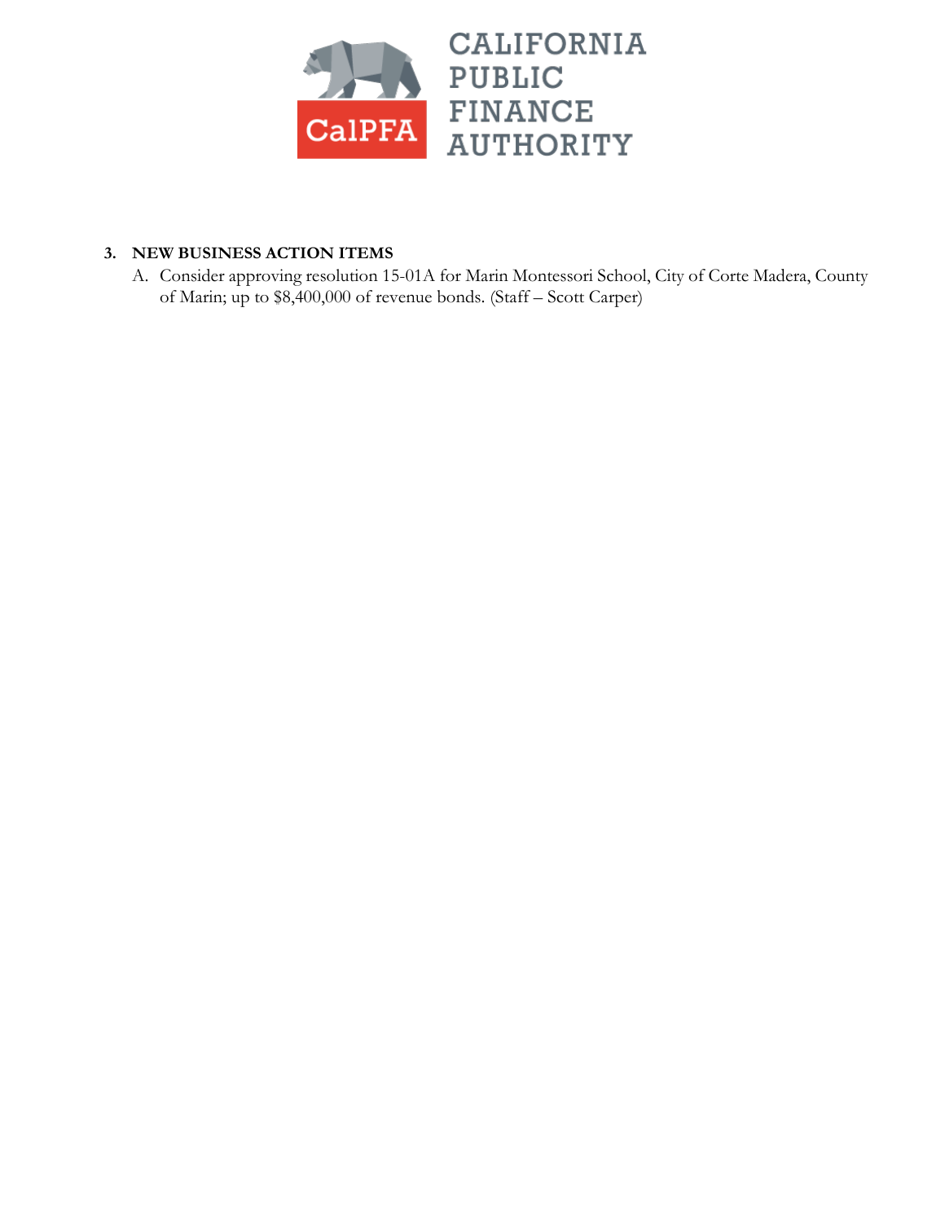CALIFORNIA PUBLIC FINANCE AUTHORITY

CalPFA

**3. NEW BUSINESS ACTION ITEMS**

A. Consider approving resolution 15-01A for Marin Montessori School, City of Corte Madera, County of Marin; up to $8,400,000 of revenue bonds. (Staff – Scott Carper)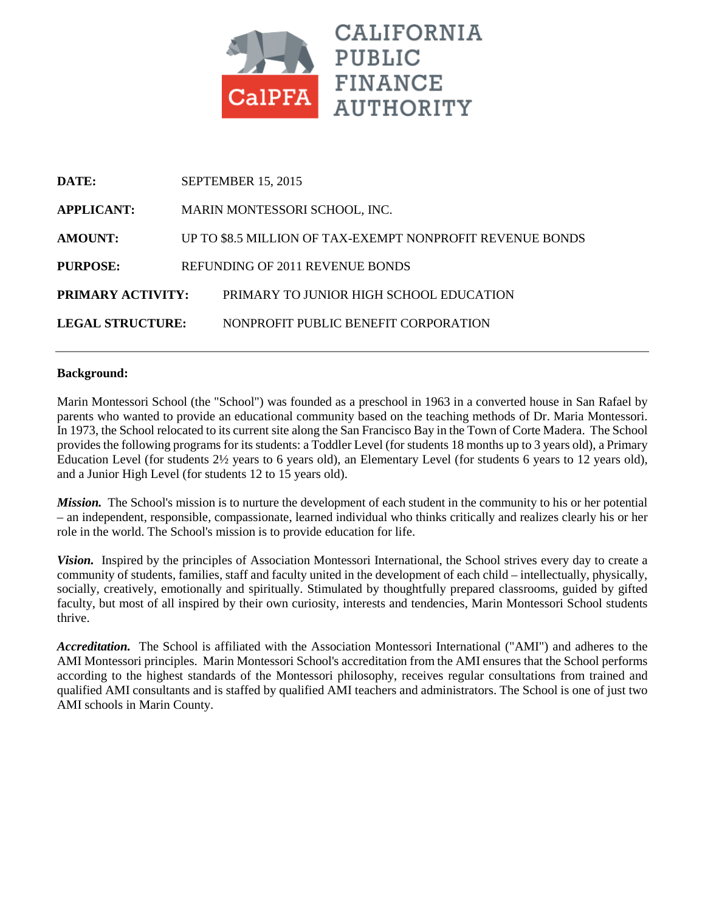CALIFORNIA PUBLIC FINANCE AUTHORITY

CalPFA

**DATE:** SEPTEMBER 15, 2015

**APPLICANT:** MARIN MONTESSORI SCHOOL, INC.

**AMOUNT:** UP TO $8.5 MILLION OF TAX-EXEMPT NONPROFIT REVENUE BONDS

**PURPOSE:** REFUNDING OF 2011 REVENUE BONDS

**PRIMARY ACTIVITY:** PRIMARY TO JUNIOR HIGH SCHOOL EDUCATION

**LEGAL STRUCTURE:** NONPROFIT PUBLIC BENEFIT CORPORATION

---

**Background:**

Marin Montessori School (the "School") was founded as a preschool in 1963 in a converted house in San Rafael by parents who wanted to provide an educational community based on the teaching methods of Dr. Maria Montessori. In 1973, the School relocated to its current site along the San Francisco Bay in the Town of Corte Madera. The School provides the following programs for its students: a Toddler Level (for students 18 months up to 3 years old), a Primary Education Level (for students 2½ years to 6 years old), an Elementary Level (for students 6 years to 12 years old), and a Junior High Level (for students 12 to 15 years old).

***Mission.*** The School's mission is to nurture the development of each student in the community to his or her potential – an independent, responsible, compassionate, learned individual who thinks critically and realizes clearly his or her role in the world. The School's mission is to provide education for life.

***Vision.*** Inspired by the principles of Association Montessori International, the School strives every day to create a community of students, families, staff and faculty united in the development of each child – intellectually, physically, socially, creatively, emotionally and spiritually. Stimulated by thoughtfully prepared classrooms, guided by gifted faculty, but most of all inspired by their own curiosity, interests and tendencies, Marin Montessori School students thrive.

***Accreditation.*** The School is affiliated with the Association Montessori International ("AMI") and adheres to the AMI Montessori principles. Marin Montessori School's accreditation from the AMI ensures that the School performs according to the highest standards of the Montessori philosophy, receives regular consultations from trained and qualified AMI consultants and is staffed by qualified AMI teachers and administrators. The School is one of just two AMI schools in Marin County.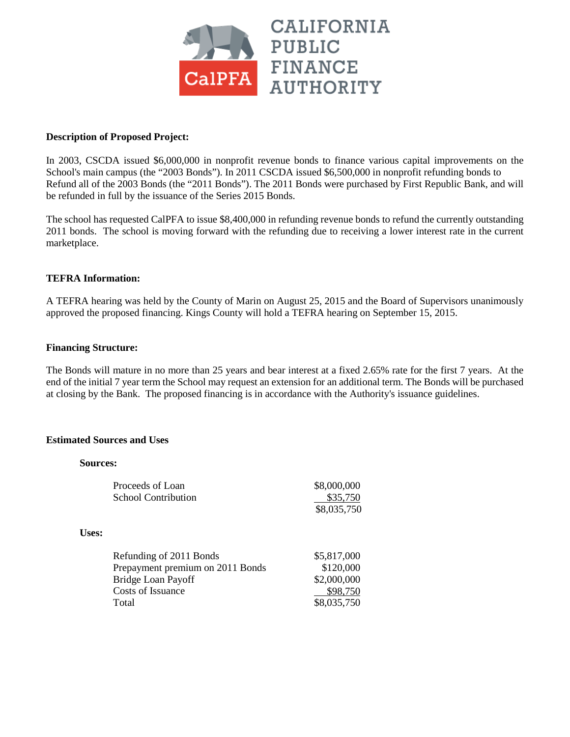**CALIFORNIA PUBLIC FINANCE AUTHORITY**

**Description of Proposed Project:**

In 2003, CSCDA issued $6,000,000 in nonprofit revenue bonds to finance various capital improvements on the School's main campus (the "2003 Bonds"). In 2011 CSCDA issued $6,500,000 in nonprofit refunding bonds to Refund all of the 2003 Bonds (the "2011 Bonds"). The 2011 Bonds were purchased by First Republic Bank, and will be refunded in full by the issuance of the Series 2015 Bonds.

The school has requested CalPFA to issue $8,400,000 in refunding revenue bonds to refund the currently outstanding 2011 bonds. The school is moving forward with the refunding due to receiving a lower interest rate in the current marketplace.

**TEFRA Information:**

A TEFRA hearing was held by the County of Marin on August 25, 2015 and the Board of Supervisors unanimously approved the proposed financing. Kings County will hold a TEFRA hearing on September 15, 2015.

**Financing Structure:**

The Bonds will mature in no more than 25 years and bear interest at a fixed 2.65% rate for the first 7 years. At the end of the initial 7 year term the School may request an extension for an additional term. The Bonds will be purchased at closing by the Bank. The proposed financing is in accordance with the Authority's issuance guidelines.

**Estimated Sources and Uses**

**Sources:**

| | |
|---|---|
| Proceeds of Loan | $8,000,000 |
| School Contribution | $35,750 |
| | $8,035,750 |

**Uses:**

| | |
|---|---|
| Refunding of 2011 Bonds | $5,817,000 |
| Prepayment premium on 2011 Bonds | $120,000 |
| Bridge Loan Payoff | $2,000,000 |
| Costs of Issuance | $98,750 |
| Total | $8,035,750 |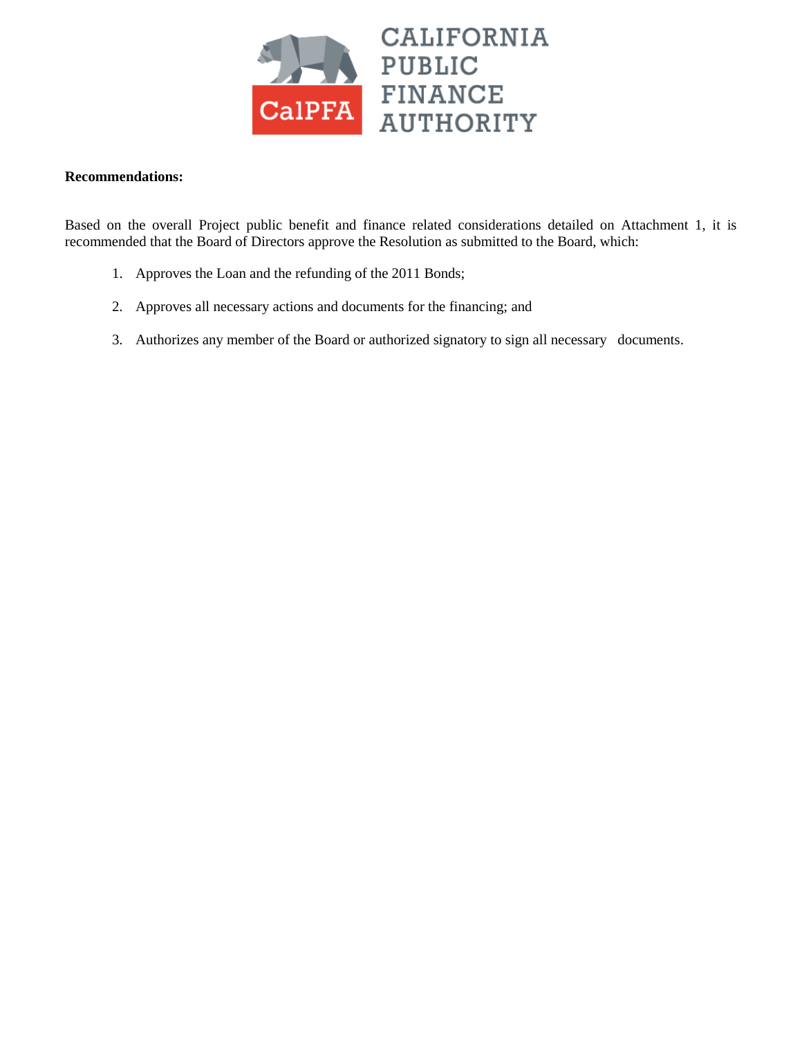**Recommendations:**

Based on the overall Project public benefit and finance related considerations detailed on Attachment 1, it is recommended that the Board of Directors approve the Resolution as submitted to the Board, which:

1. Approves the Loan and the refunding of the 2011 Bonds;

2. Approves all necessary actions and documents for the financing; and

3. Authorizes any member of the Board or authorized signatory to sign all necessary documents.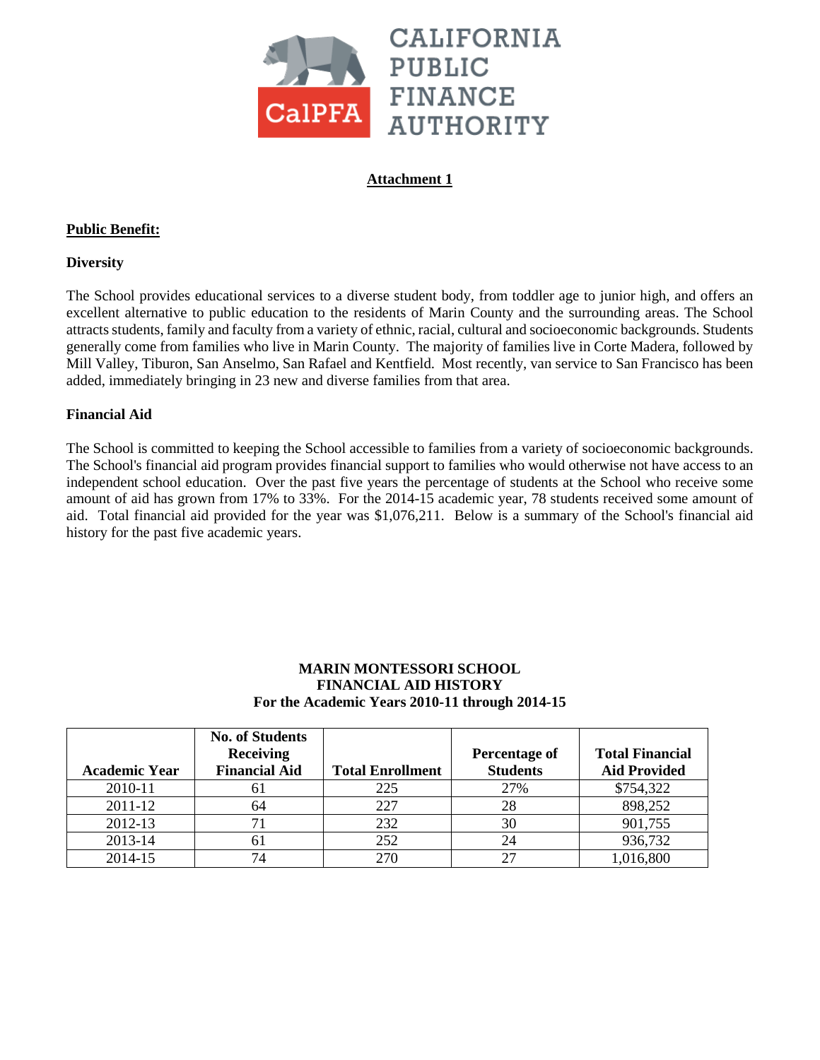# Attachment 1

## Public Benefit:

### Diversity

The School provides educational services to a diverse student body, from toddler age to junior high, and offers an excellent alternative to public education to the residents of Marin County and the surrounding areas. The School attracts students, family and faculty from a variety of ethnic, racial, cultural and socioeconomic backgrounds. Students generally come from families who live in Marin County. The majority of families live in Corte Madera, followed by Mill Valley, Tiburon, San Anselmo, San Rafael and Kentfield. Most recently, van service to San Francisco has been added, immediately bringing in 23 new and diverse families from that area.

### Financial Aid

The School is committed to keeping the School accessible to families from a variety of socioeconomic backgrounds. The School's financial aid program provides financial support to families who would otherwise not have access to an independent school education. Over the past five years the percentage of students at the School who receive some amount of aid has grown from 17% to 33%. For the 2014-15 academic year, 78 students received some amount of aid. Total financial aid provided for the year was $1,076,211. Below is a summary of the School's financial aid history for the past five academic years.

**MARIN MONTESSORI SCHOOL**
**FINANCIAL AID HISTORY**
**For the Academic Years 2010-11 through 2014-15**

| Academic Year | No. of Students Receiving Financial Aid | Total Enrollment | Percentage of Students | Total Financial Aid Provided |
|---|---|---|---|---|
| 2010-11 | 61 | 225 | 27% | $754,322 |
| 2011-12 | 64 | 227 | 28 | 898,252 |
| 2012-13 | 71 | 232 | 30 | 901,755 |
| 2013-14 | 61 | 252 | 24 | 936,732 |
| 2014-15 | 74 | 270 | 27 | 1,016,800 |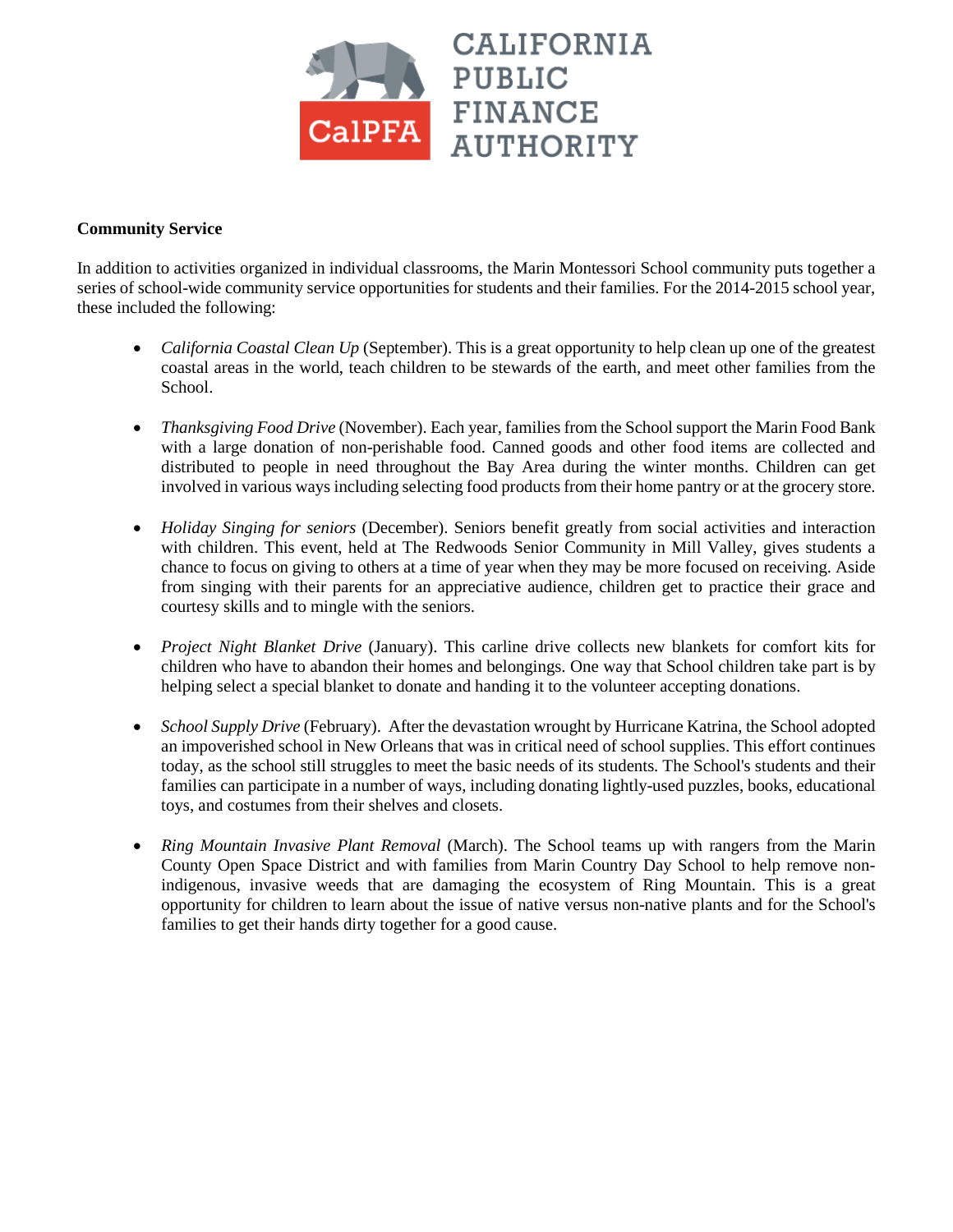**Community Service**

In addition to activities organized in individual classrooms, the Marin Montessori School community puts together a series of school-wide community service opportunities for students and their families. For the 2014-2015 school year, these included the following:

- *California Coastal Clean Up* (September). This is a great opportunity to help clean up one of the greatest coastal areas in the world, teach children to be stewards of the earth, and meet other families from the School.

- *Thanksgiving Food Drive* (November). Each year, families from the School support the Marin Food Bank with a large donation of non-perishable food. Canned goods and other food items are collected and distributed to people in need throughout the Bay Area during the winter months. Children can get involved in various ways including selecting food products from their home pantry or at the grocery store.

- *Holiday Singing for seniors* (December). Seniors benefit greatly from social activities and interaction with children. This event, held at The Redwoods Senior Community in Mill Valley, gives students a chance to focus on giving to others at a time of year when they may be more focused on receiving. Aside from singing with their parents for an appreciative audience, children get to practice their grace and courtesy skills and to mingle with the seniors.

- *Project Night Blanket Drive* (January). This carline drive collects new blankets for comfort kits for children who have to abandon their homes and belongings. One way that School children take part is by helping select a special blanket to donate and handing it to the volunteer accepting donations.

- *School Supply Drive* (February). After the devastation wrought by Hurricane Katrina, the School adopted an impoverished school in New Orleans that was in critical need of school supplies. This effort continues today, as the school still struggles to meet the basic needs of its students. The School's students and their families can participate in a number of ways, including donating lightly-used puzzles, books, educational toys, and costumes from their shelves and closets.

- *Ring Mountain Invasive Plant Removal* (March). The School teams up with rangers from the Marin County Open Space District and with families from Marin Country Day School to help remove non-indigenous, invasive weeds that are damaging the ecosystem of Ring Mountain. This is a great opportunity for children to learn about the issue of native versus non-native plants and for the School's families to get their hands dirty together for a good cause.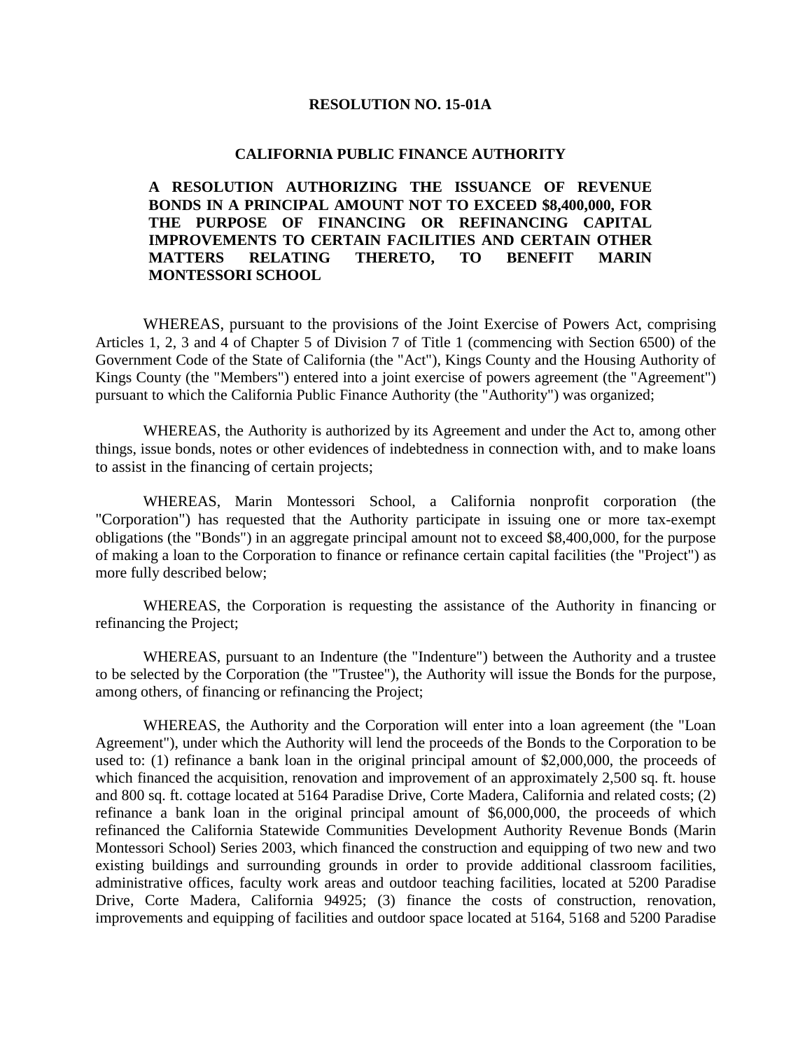**RESOLUTION NO. 15-01A**

**CALIFORNIA PUBLIC FINANCE AUTHORITY**

**A RESOLUTION AUTHORIZING THE ISSUANCE OF REVENUE BONDS IN A PRINCIPAL AMOUNT NOT TO EXCEED $8,400,000, FOR THE PURPOSE OF FINANCING OR REFINANCING CAPITAL IMPROVEMENTS TO CERTAIN FACILITIES AND CERTAIN OTHER MATTERS RELATING THERETO, TO BENEFIT MARIN MONTESSORI SCHOOL**

WHEREAS, pursuant to the provisions of the Joint Exercise of Powers Act, comprising Articles 1, 2, 3 and 4 of Chapter 5 of Division 7 of Title 1 (commencing with Section 6500) of the Government Code of the State of California (the "Act"), Kings County and the Housing Authority of Kings County (the "Members") entered into a joint exercise of powers agreement (the "Agreement") pursuant to which the California Public Finance Authority (the "Authority") was organized;

WHEREAS, the Authority is authorized by its Agreement and under the Act to, among other things, issue bonds, notes or other evidences of indebtedness in connection with, and to make loans to assist in the financing of certain projects;

WHEREAS, Marin Montessori School, a California nonprofit corporation (the "Corporation") has requested that the Authority participate in issuing one or more tax-exempt obligations (the "Bonds") in an aggregate principal amount not to exceed $8,400,000, for the purpose of making a loan to the Corporation to finance or refinance certain capital facilities (the "Project") as more fully described below;

WHEREAS, the Corporation is requesting the assistance of the Authority in financing or refinancing the Project;

WHEREAS, pursuant to an Indenture (the "Indenture") between the Authority and a trustee to be selected by the Corporation (the "Trustee"), the Authority will issue the Bonds for the purpose, among others, of financing or refinancing the Project;

WHEREAS, the Authority and the Corporation will enter into a loan agreement (the "Loan Agreement"), under which the Authority will lend the proceeds of the Bonds to the Corporation to be used to: (1) refinance a bank loan in the original principal amount of $2,000,000, the proceeds of which financed the acquisition, renovation and improvement of an approximately 2,500 sq. ft. house and 800 sq. ft. cottage located at 5164 Paradise Drive, Corte Madera, California and related costs; (2) refinance a bank loan in the original principal amount of $6,000,000, the proceeds of which refinanced the California Statewide Communities Development Authority Revenue Bonds (Marin Montessori School) Series 2003, which financed the construction and equipping of two new and two existing buildings and surrounding grounds in order to provide additional classroom facilities, administrative offices, faculty work areas and outdoor teaching facilities, located at 5200 Paradise Drive, Corte Madera, California 94925; (3) finance the costs of construction, renovation, improvements and equipping of facilities and outdoor space located at 5164, 5168 and 5200 Paradise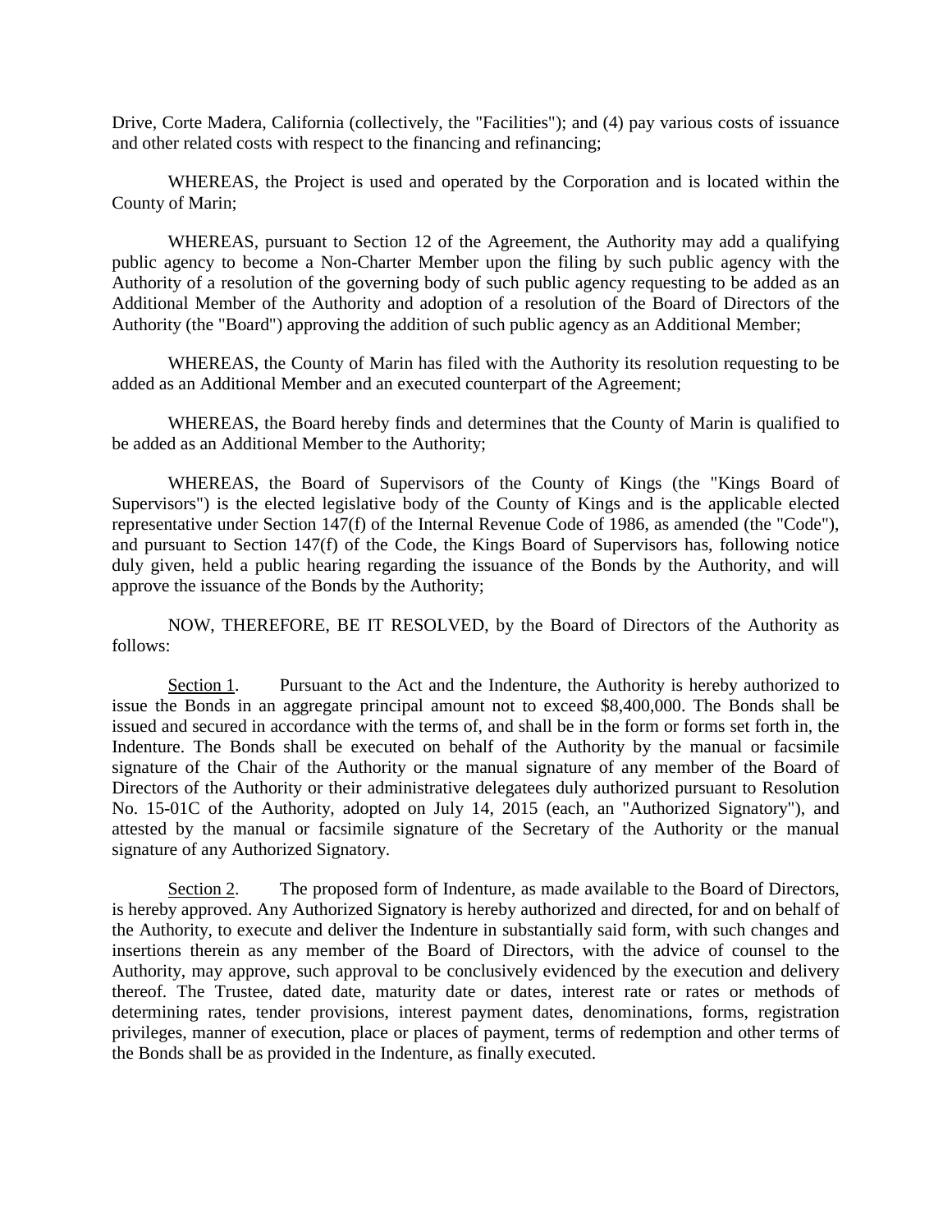Drive, Corte Madera, California (collectively, the "Facilities"); and (4) pay various costs of issuance and other related costs with respect to the financing and refinancing;

WHEREAS, the Project is used and operated by the Corporation and is located within the County of Marin;

WHEREAS, pursuant to Section 12 of the Agreement, the Authority may add a qualifying public agency to become a Non-Charter Member upon the filing by such public agency with the Authority of a resolution of the governing body of such public agency requesting to be added as an Additional Member of the Authority and adoption of a resolution of the Board of Directors of the Authority (the "Board") approving the addition of such public agency as an Additional Member;

WHEREAS, the County of Marin has filed with the Authority its resolution requesting to be added as an Additional Member and an executed counterpart of the Agreement;

WHEREAS, the Board hereby finds and determines that the County of Marin is qualified to be added as an Additional Member to the Authority;

WHEREAS, the Board of Supervisors of the County of Kings (the "Kings Board of Supervisors") is the elected legislative body of the County of Kings and is the applicable elected representative under Section 147(f) of the Internal Revenue Code of 1986, as amended (the "Code"), and pursuant to Section 147(f) of the Code, the Kings Board of Supervisors has, following notice duly given, held a public hearing regarding the issuance of the Bonds by the Authority, and will approve the issuance of the Bonds by the Authority;

NOW, THEREFORE, BE IT RESOLVED, by the Board of Directors of the Authority as follows:

<u>Section 1</u>. Pursuant to the Act and the Indenture, the Authority is hereby authorized to issue the Bonds in an aggregate principal amount not to exceed $8,400,000. The Bonds shall be issued and secured in accordance with the terms of, and shall be in the form or forms set forth in, the Indenture. The Bonds shall be executed on behalf of the Authority by the manual or facsimile signature of the Chair of the Authority or the manual signature of any member of the Board of Directors of the Authority or their administrative delegatees duly authorized pursuant to Resolution No. 15-01C of the Authority, adopted on July 14, 2015 (each, an "Authorized Signatory"), and attested by the manual or facsimile signature of the Secretary of the Authority or the manual signature of any Authorized Signatory.

<u>Section 2</u>. The proposed form of Indenture, as made available to the Board of Directors, is hereby approved. Any Authorized Signatory is hereby authorized and directed, for and on behalf of the Authority, to execute and deliver the Indenture in substantially said form, with such changes and insertions therein as any member of the Board of Directors, with the advice of counsel to the Authority, may approve, such approval to be conclusively evidenced by the execution and delivery thereof. The Trustee, dated date, maturity date or dates, interest rate or rates or methods of determining rates, tender provisions, interest payment dates, denominations, forms, registration privileges, manner of execution, place or places of payment, terms of redemption and other terms of the Bonds shall be as provided in the Indenture, as finally executed.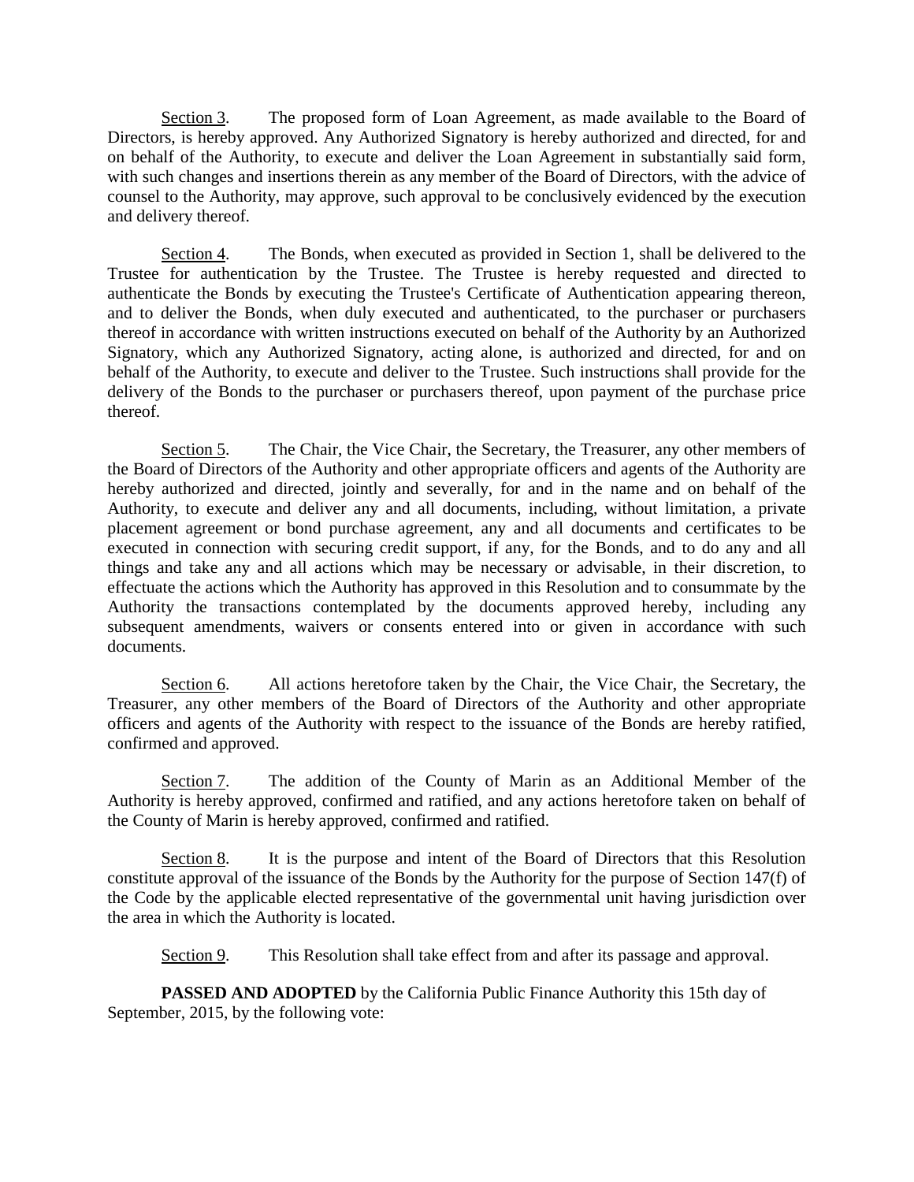Section 3. The proposed form of Loan Agreement, as made available to the Board of Directors, is hereby approved. Any Authorized Signatory is hereby authorized and directed, for and on behalf of the Authority, to execute and deliver the Loan Agreement in substantially said form, with such changes and insertions therein as any member of the Board of Directors, with the advice of counsel to the Authority, may approve, such approval to be conclusively evidenced by the execution and delivery thereof.

Section 4. The Bonds, when executed as provided in Section 1, shall be delivered to the Trustee for authentication by the Trustee. The Trustee is hereby requested and directed to authenticate the Bonds by executing the Trustee's Certificate of Authentication appearing thereon, and to deliver the Bonds, when duly executed and authenticated, to the purchaser or purchasers thereof in accordance with written instructions executed on behalf of the Authority by an Authorized Signatory, which any Authorized Signatory, acting alone, is authorized and directed, for and on behalf of the Authority, to execute and deliver to the Trustee. Such instructions shall provide for the delivery of the Bonds to the purchaser or purchasers thereof, upon payment of the purchase price thereof.

Section 5. The Chair, the Vice Chair, the Secretary, the Treasurer, any other members of the Board of Directors of the Authority and other appropriate officers and agents of the Authority are hereby authorized and directed, jointly and severally, for and in the name and on behalf of the Authority, to execute and deliver any and all documents, including, without limitation, a private placement agreement or bond purchase agreement, any and all documents and certificates to be executed in connection with securing credit support, if any, for the Bonds, and to do any and all things and take any and all actions which may be necessary or advisable, in their discretion, to effectuate the actions which the Authority has approved in this Resolution and to consummate by the Authority the transactions contemplated by the documents approved hereby, including any subsequent amendments, waivers or consents entered into or given in accordance with such documents.

Section 6. All actions heretofore taken by the Chair, the Vice Chair, the Secretary, the Treasurer, any other members of the Board of Directors of the Authority and other appropriate officers and agents of the Authority with respect to the issuance of the Bonds are hereby ratified, confirmed and approved.

Section 7. The addition of the County of Marin as an Additional Member of the Authority is hereby approved, confirmed and ratified, and any actions heretofore taken on behalf of the County of Marin is hereby approved, confirmed and ratified.

Section 8. It is the purpose and intent of the Board of Directors that this Resolution constitute approval of the issuance of the Bonds by the Authority for the purpose of Section 147(f) of the Code by the applicable elected representative of the governmental unit having jurisdiction over the area in which the Authority is located.

Section 9. This Resolution shall take effect from and after its passage and approval.

**PASSED AND ADOPTED** by the California Public Finance Authority this 15th day of September, 2015, by the following vote: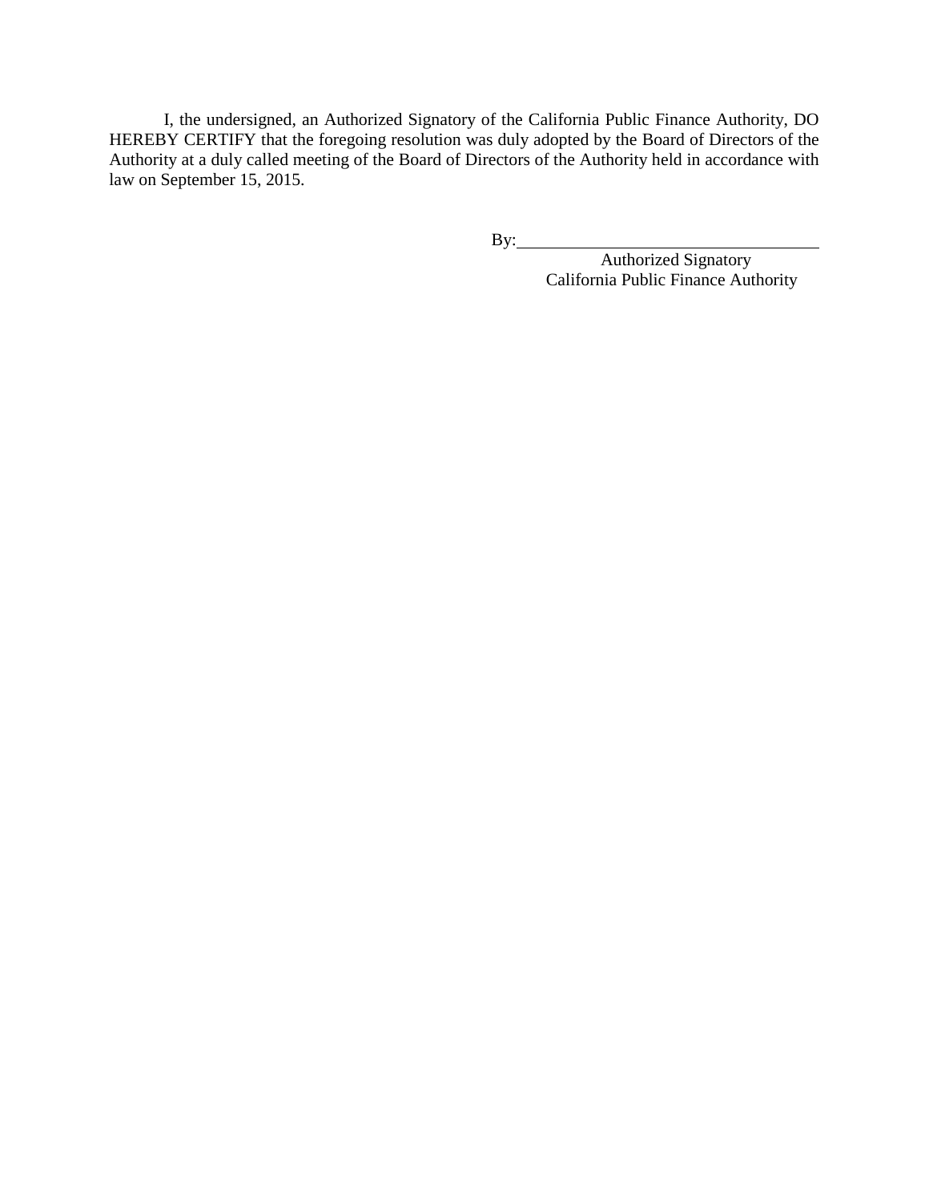I, the undersigned, an Authorized Signatory of the California Public Finance Authority, DO HEREBY CERTIFY that the foregoing resolution was duly adopted by the Board of Directors of the Authority at a duly called meeting of the Board of Directors of the Authority held in accordance with law on September 15, 2015.

By:\_\_\_\_\_\_\_\_\_\_\_\_\_\_\_\_\_\_\_\_\_\_\_\_\_\_\_\_\_\_\_\_\_\_

Authorized Signatory
California Public Finance Authority